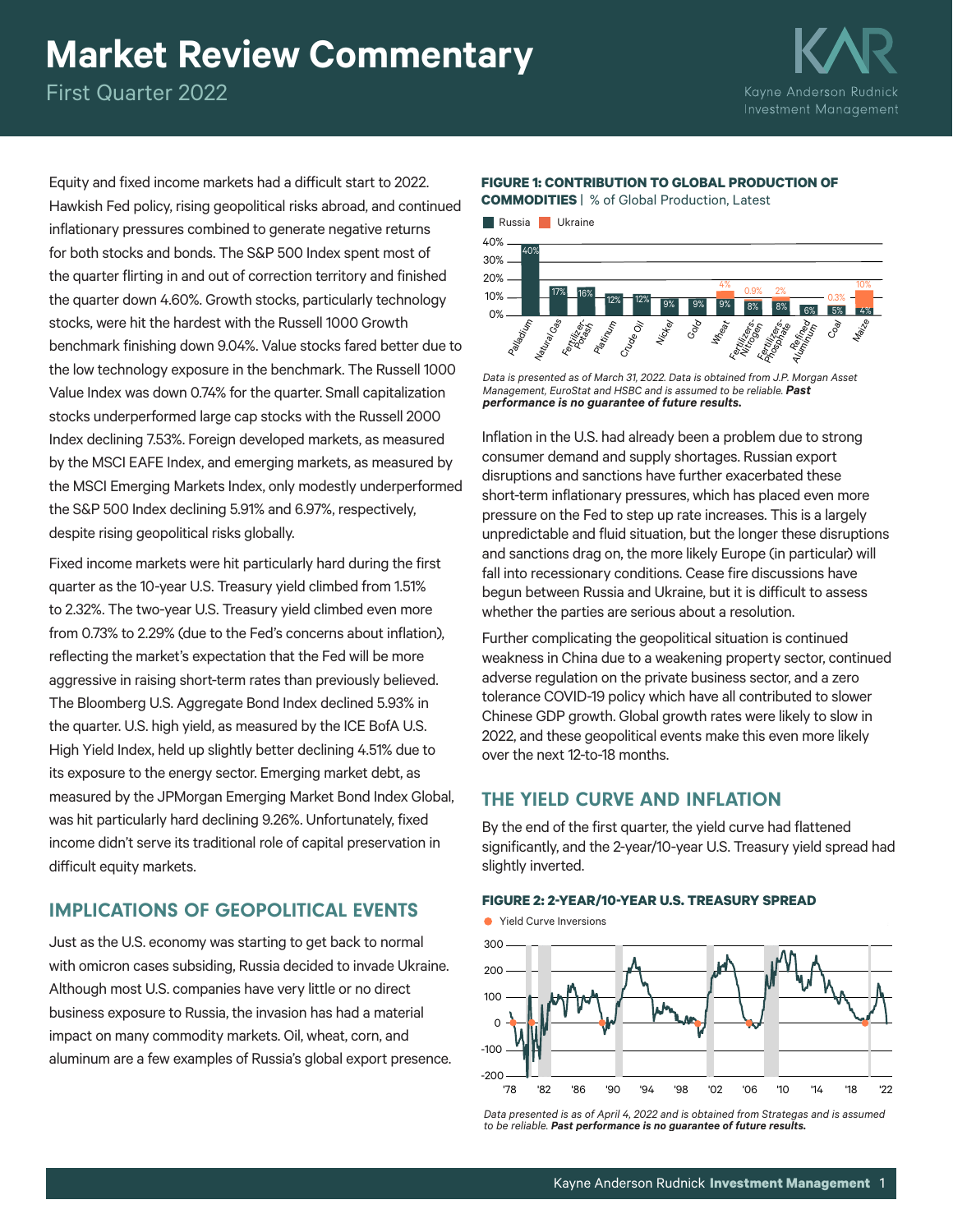# Market Review Commentary

First Quarter 2022

Equity and fixed income markets had a difficult start to 2022. Hawkish Fed policy, rising geopolitical risks abroad, and continued inflationary pressures combined to generate negative returns for both stocks and bonds. The S&P 500 Index spent most of the quarter flirting in and out of correction territory and finished the quarter down 4.60%. Growth stocks, particularly technology stocks, were hit the hardest with the Russell 1000 Growth benchmark finishing down 9.04%. Value stocks fared better due to the low technology exposure in the benchmark. The Russell 1000 Value Index was down 0.74% for the quarter. Small capitalization stocks underperformed large cap stocks with the Russell 2000 Index declining 7.53%. Foreign developed markets, as measured by the MSCI EAFE Index, and emerging markets, as measured by the MSCI Emerging Markets Index, only modestly underperformed the S&P 500 Index declining 5.91% and 6.97%, respectively, despite rising geopolitical risks globally.

Fixed income markets were hit particularly hard during the first quarter as the 10-year U.S. Treasury yield climbed from 1.51% to 2.32%. The two-year U.S. Treasury yield climbed even more from 0.73% to 2.29% (due to the Fed's concerns about inflation), reflecting the market's expectation that the Fed will be more aggressive in raising short-term rates than previously believed. The Bloomberg U.S. Aggregate Bond Index declined 5.93% in the quarter. U.S. high yield, as measured by the ICE BofA U.S. High Yield Index, held up slightly better declining 4.51% due to its exposure to the energy sector. Emerging market debt, as measured by the JPMorgan Emerging Market Bond Index Global, was hit particularly hard declining 9.26%. Unfortunately, fixed income didn't serve its traditional role of capital preservation in difficult equity markets.

## IMPLICATIONS OF GEOPOLITICAL EVENTS

Just as the U.S. economy was starting to get back to normal with omicron cases subsiding, Russia decided to invade Ukraine. Although most U.S. companies have very little or no direct business exposure to Russia, the invasion has had a material impact on many commodity markets. Oil, wheat, corn, and aluminum are a few examples of Russia's global export presence.

**FIGURE 1: CONTRIBUTION TO GLOBAL PRODUCTION OF COMMODITIES** | % of Global Production, Latest

| Commodity | Russia | Ukraine |
|---|---|---|
| Palladium | 40% | |
| Natural Gas | 17% | |
| Fertilizer-Potash | 16% | |
| Platinum | 12% | |
| Crude Oil | 12% | |
| Nickel | 9% | |
| Gold | 9% | |
| Wheat | 9% | 4% |
| Fertilizers-Nitrogen | 8% | 0.9% |
| Fertilizers-Phosphate | 8% | 2% |
| Refined Aluminum | 6% | |
| Coal | 5% | 0.3% |
| Maize | 4% | 10% |

*Data is presented as of March 31, 2022. Data is obtained from J.P. Morgan Asset Management, EuroStat and HSBC and is assumed to be reliable.* ***Past performance is no guarantee of future results.***

Inflation in the U.S. had already been a problem due to strong consumer demand and supply shortages. Russian export disruptions and sanctions have further exacerbated these short-term inflationary pressures, which has placed even more pressure on the Fed to step up rate increases. This is a largely unpredictable and fluid situation, but the longer these disruptions and sanctions drag on, the more likely Europe (in particular) will fall into recessionary conditions. Cease fire discussions have begun between Russia and Ukraine, but it is difficult to assess whether the parties are serious about a resolution.

Further complicating the geopolitical situation is continued weakness in China due to a weakening property sector, continued adverse regulation on the private business sector, and a zero tolerance COVID-19 policy which have all contributed to slower Chinese GDP growth. Global growth rates were likely to slow in 2022, and these geopolitical events make this even more likely over the next 12-to-18 months.

## THE YIELD CURVE AND INFLATION

By the end of the first quarter, the yield curve had flattened significantly, and the 2-year/10-year U.S. Treasury yield spread had slightly inverted.

**FIGURE 2: 2-YEAR/10-YEAR U.S. TREASURY SPREAD**

*Data presented is as of April 4, 2022 and is obtained from Strategas and is assumed to be reliable.* ***Past performance is no guarantee of future results.***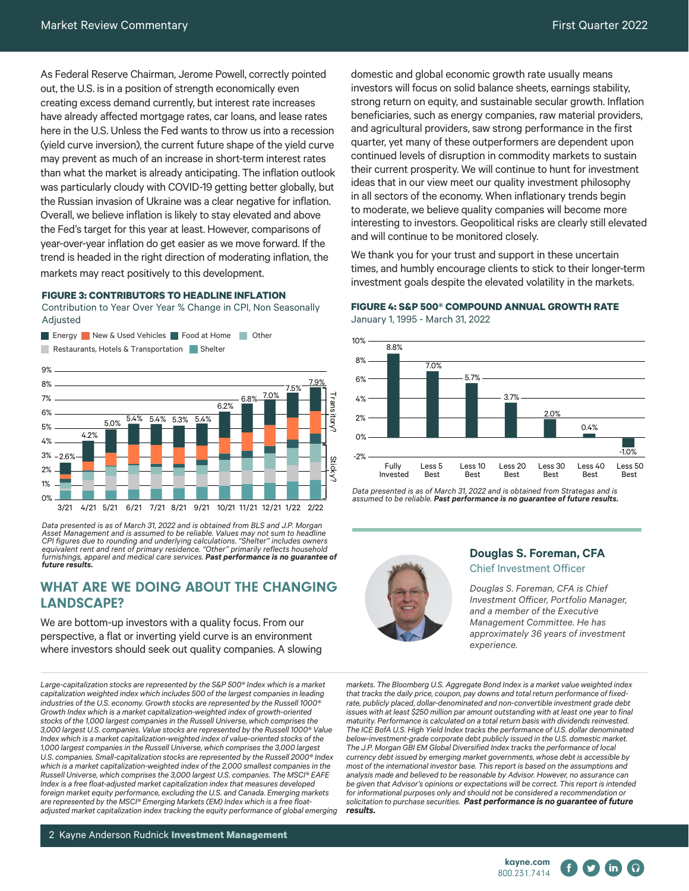As Federal Reserve Chairman, Jerome Powell, correctly pointed out, the U.S. is in a position of strength economically even creating excess demand currently, but interest rate increases have already affected mortgage rates, car loans, and lease rates here in the U.S. Unless the Fed wants to throw us into a recession (yield curve inversion), the current future shape of the yield curve may prevent as much of an increase in short-term interest rates than what the market is already anticipating. The inflation outlook was particularly cloudy with COVID-19 getting better globally, but the Russian invasion of Ukraine was a clear negative for inflation. Overall, we believe inflation is likely to stay elevated and above the Fed's target for this year at least. However, comparisons of year-over-year inflation do get easier as we move forward. If the trend is headed in the right direction of moderating inflation, the markets may react positively to this development.

**FIGURE 3: CONTRIBUTORS TO HEADLINE INFLATION**

Contribution to Year Over Year % Change in CPI, Non Seasonally Adjusted

Energy | New & Used Vehicles | Food at Home | Other | Restaurants, Hotels & Transportation | Shelter

9%
8%
7%
6%
5%
4%
3%
2%
1%
0%

2.6% 4.2% 5.0% 5.4% 5.4% 5.3% 5.4% 6.2% 6.8% 7.0% 7.5% 7.9%

3/21 4/21 5/21 6/21 7/21 8/21 9/21 10/21 11/21 12/21 1/22 2/22

Transitory?
Sticky?

*Data presented is as of March 31, 2022 and is obtained from BLS and J.P. Morgan Asset Management and is assumed to be reliable. Values may not sum to headline CPI figures due to rounding and underlying calculations. "Shelter" includes owners equivalent rent and rent of primary residence. "Other" primarily reflects household furnishings, apparel and medical care services.* ***Past performance is no guarantee of future results.***

## WHAT ARE WE DOING ABOUT THE CHANGING LANDSCAPE?

We are bottom-up investors with a quality focus. From our perspective, a flat or inverting yield curve is an environment where investors should seek out quality companies. A slowing domestic and global economic growth rate usually means investors will focus on solid balance sheets, earnings stability, strong return on equity, and sustainable secular growth. Inflation beneficiaries, such as energy companies, raw material providers, and agricultural providers, saw strong performance in the first quarter, yet many of these outperformers are dependent upon continued levels of disruption in commodity markets to sustain their current prosperity. We will continue to hunt for investment ideas that in our view meet our quality investment philosophy in all sectors of the economy. When inflationary trends begin to moderate, we believe quality companies will become more interesting to investors. Geopolitical risks are clearly still elevated and will continue to be monitored closely.

We thank you for your trust and support in these uncertain times, and humbly encourage clients to stick to their longer-term investment goals despite the elevated volatility in the markets.

**FIGURE 4: S&P 500® COMPOUND ANNUAL GROWTH RATE**

January 1, 1995 - March 31, 2022

10%
8%
6%
4%
2%
0%
-2%

8.8% 7.0% 5.7% 3.7% 2.0% 0.4% -1.0%

Fully Invested | Less 5 Best | Less 10 Best | Less 20 Best | Less 30 Best | Less 40 Best | Less 50 Best

*Data presented is as of March 31, 2022 and is obtained from Strategas and is assumed to be reliable.* ***Past performance is no guarantee of future results.***

**Douglas S. Foreman, CFA**
Chief Investment Officer

*Douglas S. Foreman, CFA is Chief Investment Officer, Portfolio Manager, and a member of the Executive Management Committee. He has approximately 36 years of investment experience.*

*Large-capitalization stocks are represented by the S&P 500® Index which is a market capitalization weighted index which includes 500 of the largest companies in leading industries of the U.S. economy. Growth stocks are represented by the Russell 1000® Growth Index which is a market capitalization-weighted index of growth-oriented stocks of the 1,000 largest companies in the Russell Universe, which comprises the 3,000 largest U.S. companies. Value stocks are represented by the Russell 1000® Value Index which is a market capitalization-weighted index of value-oriented stocks of the 1,000 largest companies in the Russell Universe, which comprises the 3,000 largest U.S. companies. Small-capitalization stocks are represented by the Russell 2000® Index which is a market capitalization-weighted index of the 2,000 smallest companies in the Russell Universe, which comprises the 3,000 largest U.S. companies. The MSCI® EAFE Index is a free float-adjusted market capitalization index that measures developed foreign market equity performance, excluding the U.S. and Canada. Emerging markets are represented by the MSCI® Emerging Markets (EM) Index which is a free float-adjusted market capitalization index tracking the equity performance of global emerging markets. The Bloomberg U.S. Aggregate Bond Index is a market value weighted index that tracks the daily price, coupon, pay downs and total return performance of fixed-rate, publicly placed, dollar-denominated and non-convertible investment grade debt issues with at least $250 million par amount outstanding with at least one year to final maturity. Performance is calculated on a total return basis with dividends reinvested. The ICE BofA U.S. High Yield Index tracks the performance of U.S. dollar denominated below-investment-grade corporate debt publicly issued in the U.S. domestic market. The J.P. Morgan GBI EM Global Diversified Index tracks the performance of local currency debt issued by emerging market governments, whose debt is accessible by most of the international investor base. This report is based on the assumptions and analysis made and believed to be reasonable by Advisor. However, no assurance can be given that Advisor's opinions or expectations will be correct. This report is intended for informational purposes only and should not be considered a recommendation or solicitation to purchase securities.* ***Past performance is no guarantee of future results.***